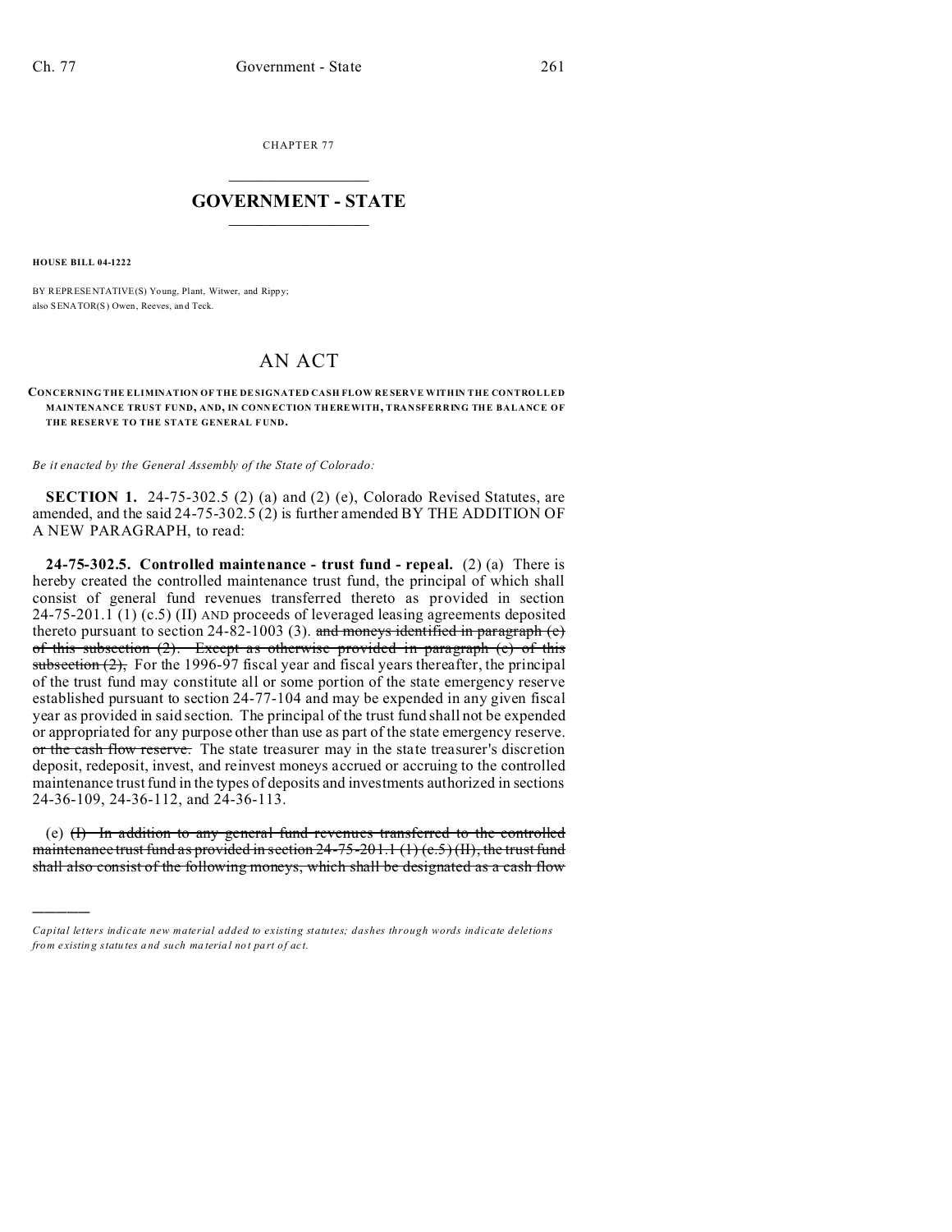CHAPTER 77

## GOVERNMENT - STATE

**HOUSE BILL 04-1222**

BY REPRESENTATIVE(S) Young, Plant, Witwer, and Rippy;
also SENATOR(S) Owen, Reeves, and Teck.

# AN ACT

**CONCERNING THE ELIMINATION OF THE DESIGNATED CASH FLOW RESERVE WITHIN THE CONTROLLED MAINTENANCE TRUST FUND, AND, IN CONNECTION THEREWITH, TRANSFERRING THE BALANCE OF THE RESERVE TO THE STATE GENERAL FUND.**

*Be it enacted by the General Assembly of the State of Colorado:*

**SECTION 1.** 24-75-302.5 (2) (a) and (2) (e), Colorado Revised Statutes, are amended, and the said 24-75-302.5 (2) is further amended BY THE ADDITION OF A NEW PARAGRAPH, to read:

**24-75-302.5. Controlled maintenance - trust fund - repeal.** (2) (a) There is hereby created the controlled maintenance trust fund, the principal of which shall consist of general fund revenues transferred thereto as provided in section 24-75-201.1 (1) (c.5) (II) AND proceeds of leveraged leasing agreements deposited thereto pursuant to section 24-82-1003 (3). ~~and moneys identified in paragraph (e) of this subsection (2). Except as otherwise provided in paragraph (e) of this subsection (2),~~ For the 1996-97 fiscal year and fiscal years thereafter, the principal of the trust fund may constitute all or some portion of the state emergency reserve established pursuant to section 24-77-104 and may be expended in any given fiscal year as provided in said section. The principal of the trust fund shall not be expended or appropriated for any purpose other than use as part of the state emergency reserve. ~~or the cash flow reserve.~~ The state treasurer may in the state treasurer's discretion deposit, redeposit, invest, and reinvest moneys accrued or accruing to the controlled maintenance trust fund in the types of deposits and investments authorized in sections 24-36-109, 24-36-112, and 24-36-113.

(e) ~~(I) In addition to any general fund revenues transferred to the controlled maintenance trust fund as provided in section 24-75-201.1 (1) (c.5) (II), the trust fund shall also consist of the following moneys, which shall be designated as a cash flow~~

---

*Capital letters indicate new material added to existing statutes; dashes through words indicate deletions from existing statutes and such material not part of act.*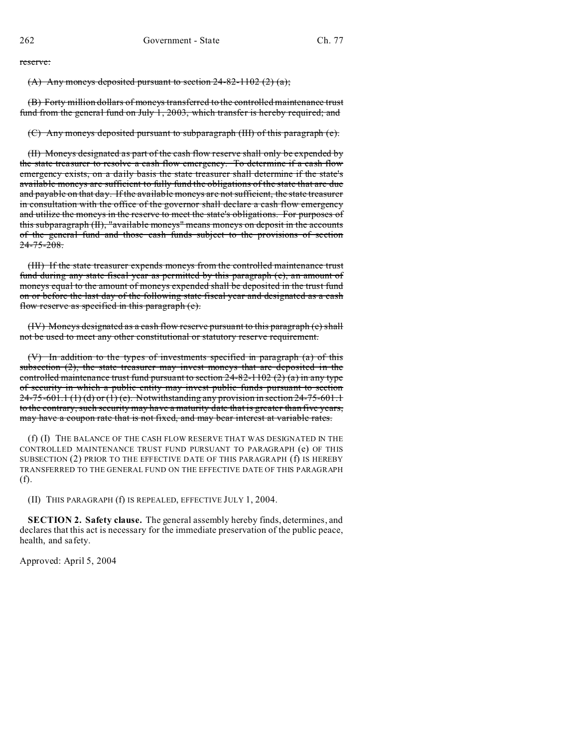~~reserve:~~

~~(A) Any moneys deposited pursuant to section 24-82-1102 (2) (a);~~

~~(B) Forty million dollars of moneys transferred to the controlled maintenance trust fund from the general fund on July 1, 2003, which transfer is hereby required; and~~

~~(C) Any moneys deposited pursuant to subparagraph (III) of this paragraph (e).~~

~~(II) Moneys designated as part of the cash flow reserve shall only be expended by the state treasurer to resolve a cash flow emergency. To determine if a cash flow emergency exists, on a daily basis the state treasurer shall determine if the state's available moneys are sufficient to fully fund the obligations of the state that are due and payable on that day. If the available moneys are not sufficient, the state treasurer in consultation with the office of the governor shall declare a cash flow emergency and utilize the moneys in the reserve to meet the state's obligations. For purposes of this subparagraph (II), "available moneys" means moneys on deposit in the accounts of the general fund and those cash funds subject to the provisions of section 24-75-208.~~

~~(III) If the state treasurer expends moneys from the controlled maintenance trust fund during any state fiscal year as permitted by this paragraph (e), an amount of moneys equal to the amount of moneys expended shall be deposited in the trust fund on or before the last day of the following state fiscal year and designated as a cash flow reserve as specified in this paragraph (e).~~

~~(IV) Moneys designated as a cash flow reserve pursuant to this paragraph (e) shall not be used to meet any other constitutional or statutory reserve requirement.~~

~~(V) In addition to the types of investments specified in paragraph (a) of this subsection (2), the state treasurer may invest moneys that are deposited in the controlled maintenance trust fund pursuant to section 24-82-1102 (2) (a) in any type of security in which a public entity may invest public funds pursuant to section 24-75-601.1 (1) (d) or (1) (e). Notwithstanding any provision in section 24-75-601.1 to the contrary, such security may have a maturity date that is greater than five years, may have a coupon rate that is not fixed, and may bear interest at variable rates.~~

(f) (I) THE BALANCE OF THE CASH FLOW RESERVE THAT WAS DESIGNATED IN THE CONTROLLED MAINTENANCE TRUST FUND PURSUANT TO PARAGRAPH (e) OF THIS SUBSECTION (2) PRIOR TO THE EFFECTIVE DATE OF THIS PARAGRAPH (f) IS HEREBY TRANSFERRED TO THE GENERAL FUND ON THE EFFECTIVE DATE OF THIS PARAGRAPH (f).

(II) THIS PARAGRAPH (f) IS REPEALED, EFFECTIVE JULY 1, 2004.

**SECTION 2. Safety clause.** The general assembly hereby finds, determines, and declares that this act is necessary for the immediate preservation of the public peace, health, and safety.

Approved: April 5, 2004